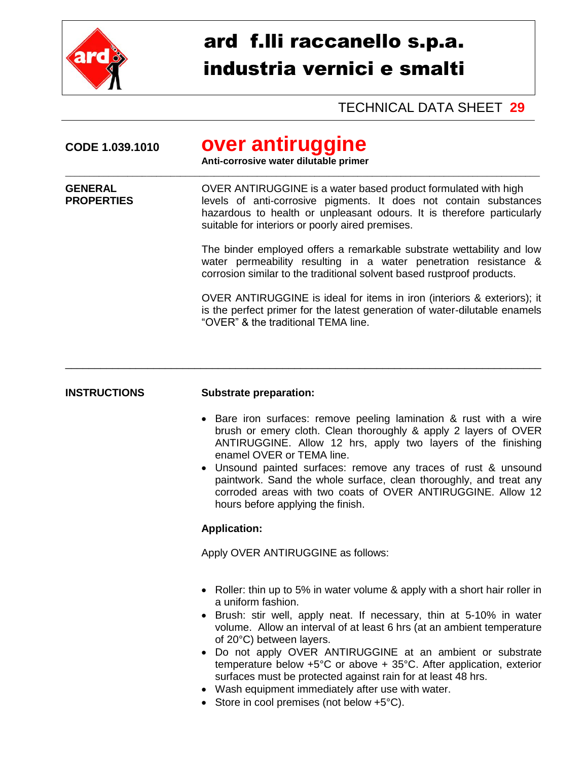# ard f.lli raccanello s.p.a.
# industria vernici e smalti

TECHNICAL DATA SHEET **29**

**CODE 1.039.1010**

## over antiruggine

**Anti-corrosive water dilutable primer**

---

**GENERAL PROPERTIES**

OVER ANTIRUGGINE is a water based product formulated with high levels of anti-corrosive pigments. It does not contain substances hazardous to health or unpleasant odours. It is therefore particularly suitable for interiors or poorly aired premises.

The binder employed offers a remarkable substrate wettability and low water permeability resulting in a water penetration resistance & corrosion similar to the traditional solvent based rustproof products.

OVER ANTIRUGGINE is ideal for items in iron (interiors & exteriors); it is the perfect primer for the latest generation of water-dilutable enamels “OVER” & the traditional TEMA line.

---

**INSTRUCTIONS**

**Substrate preparation:**

- Bare iron surfaces: remove peeling lamination & rust with a wire brush or emery cloth. Clean thoroughly & apply 2 layers of OVER ANTIRUGGINE. Allow 12 hrs, apply two layers of the finishing enamel OVER or TEMA line.
- Unsound painted surfaces: remove any traces of rust & unsound paintwork. Sand the whole surface, clean thoroughly, and treat any corroded areas with two coats of OVER ANTIRUGGINE. Allow 12 hours before applying the finish.

**Application:**

Apply OVER ANTIRUGGINE as follows:

- Roller: thin up to 5% in water volume & apply with a short hair roller in a uniform fashion.
- Brush: stir well, apply neat. If necessary, thin at 5-10% in water volume. Allow an interval of at least 6 hrs (at an ambient temperature of 20°C) between layers.
- Do not apply OVER ANTIRUGGINE at an ambient or substrate temperature below +5°C or above + 35°C. After application, exterior surfaces must be protected against rain for at least 48 hrs.
- Wash equipment immediately after use with water.
- Store in cool premises (not below +5°C).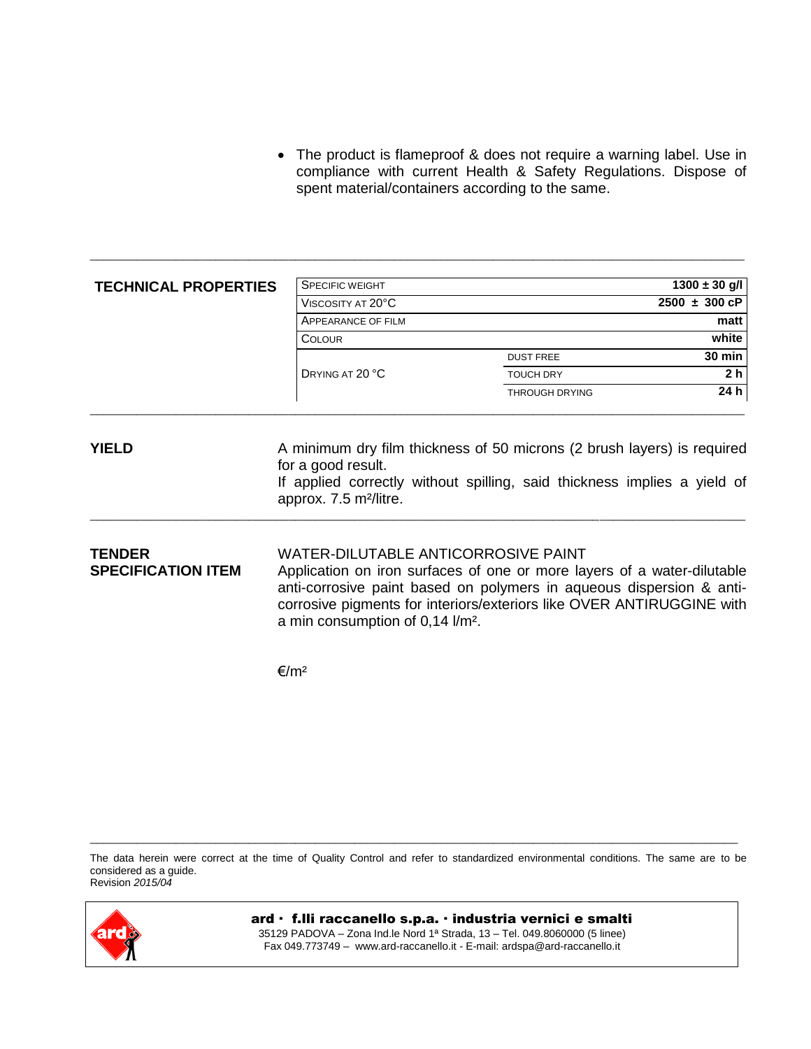- The product is flameproof & does not require a warning label. Use in compliance with current Health & Safety Regulations. Dispose of spent material/containers according to the same.

---

## TECHNICAL PROPERTIES

| | | |
|---|---|---|
| SPECIFIC WEIGHT | | **1300 ± 30 g/l** |
| VISCOSITY AT 20°C | | **2500 ± 300 cP** |
| APPEARANCE OF FILM | | **matt** |
| COLOUR | | **white** |
| DRYING AT 20 °C | DUST FREE | **30 min** |
| | TOUCH DRY | **2 h** |
| | THROUGH DRYING | **24 h** |

---

## YIELD

A minimum dry film thickness of 50 microns (2 brush layers) is required for a good result.
If applied correctly without spilling, said thickness implies a yield of approx. 7.5 m²/litre.

---

## TENDER SPECIFICATION ITEM

WATER-DILUTABLE ANTICORROSIVE PAINT
Application on iron surfaces of one or more layers of a water-dilutable anti-corrosive paint based on polymers in aqueous dispersion & anti-corrosive pigments for interiors/exteriors like OVER ANTIRUGGINE with a min consumption of 0,14 l/m².

€/m²

---

The data herein were correct at the time of Quality Control and refer to standardized environmental conditions. The same are to be considered as a guide.
Revision *2015/04*

**ard · f.lli raccanello s.p.a. · industria vernici e smalti**
35129 PADOVA – Zona Ind.le Nord 1ª Strada, 13 – Tel. 049.8060000 (5 linee)
Fax 049.773749 – www.ard-raccanello.it - E-mail: ardspa@ard-raccanello.it